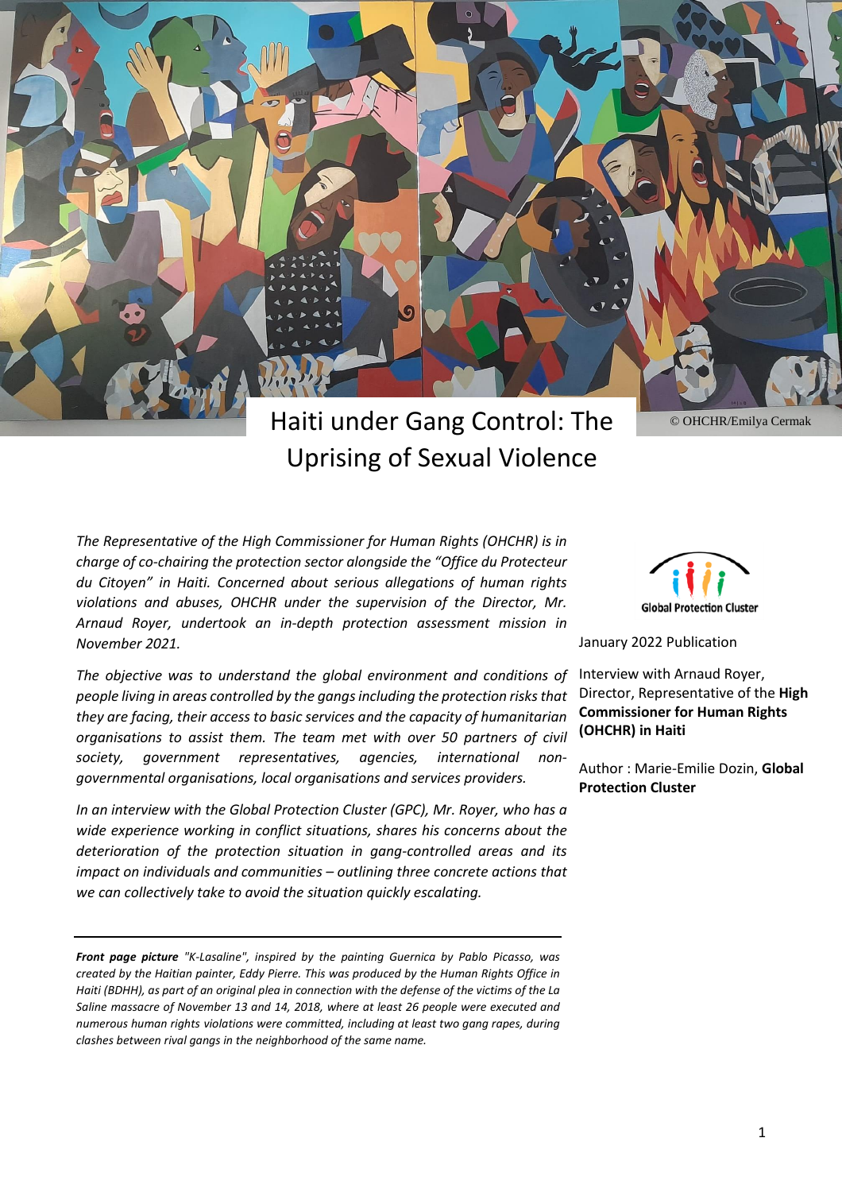© OHCHR/Emilya Cermak

# Haiti under Gang Control: The Uprising of Sexual Violence

Global Protection Cluster

January 2022 Publication

Interview with Arnaud Royer, Director, Representative of the **High Commissioner for Human Rights (OHCHR) in Haiti**

Author : Marie-Emilie Dozin, **Global Protection Cluster**

*The Representative of the High Commissioner for Human Rights (OHCHR) is in charge of co-chairing the protection sector alongside the "Office du Protecteur du Citoyen" in Haiti. Concerned about serious allegations of human rights violations and abuses, OHCHR under the supervision of the Director, Mr. Arnaud Royer, undertook an in-depth protection assessment mission in November 2021.*

*The objective was to understand the global environment and conditions of people living in areas controlled by the gangs including the protection risks that they are facing, their access to basic services and the capacity of humanitarian organisations to assist them. The team met with over 50 partners of civil society, government representatives, agencies, international non-governmental organisations, local organisations and services providers.*

*In an interview with the Global Protection Cluster (GPC), Mr. Royer, who has a wide experience working in conflict situations, shares his concerns about the deterioration of the protection situation in gang-controlled areas and its impact on individuals and communities – outlining three concrete actions that we can collectively take to avoid the situation quickly escalating.*

---

***Front page picture** "K-Lasaline", inspired by the painting Guernica by Pablo Picasso, was created by the Haitian painter, Eddy Pierre. This was produced by the Human Rights Office in Haiti (BDHH), as part of an original plea in connection with the defense of the victims of the La Saline massacre of November 13 and 14, 2018, where at least 26 people were executed and numerous human rights violations were committed, including at least two gang rapes, during clashes between rival gangs in the neighborhood of the same name.*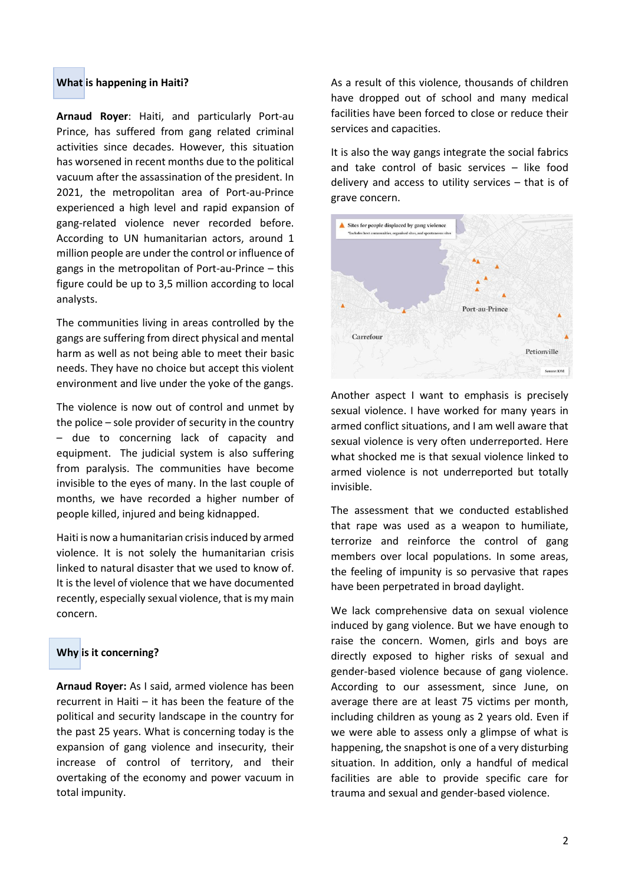## What is happening in Haiti?

**Arnaud Royer**: Haiti, and particularly Port-au Prince, has suffered from gang related criminal activities since decades. However, this situation has worsened in recent months due to the political vacuum after the assassination of the president. In 2021, the metropolitan area of Port-au-Prince experienced a high level and rapid expansion of gang-related violence never recorded before. According to UN humanitarian actors, around 1 million people are under the control or influence of gangs in the metropolitan of Port-au-Prince – this figure could be up to 3,5 million according to local analysts.

The communities living in areas controlled by the gangs are suffering from direct physical and mental harm as well as not being able to meet their basic needs. They have no choice but accept this violent environment and live under the yoke of the gangs.

The violence is now out of control and unmet by the police – sole provider of security in the country – due to concerning lack of capacity and equipment. The judicial system is also suffering from paralysis. The communities have become invisible to the eyes of many. In the last couple of months, we have recorded a higher number of people killed, injured and being kidnapped.

Haiti is now a humanitarian crisis induced by armed violence. It is not solely the humanitarian crisis linked to natural disaster that we used to know of. It is the level of violence that we have documented recently, especially sexual violence, that is my main concern.

## Why is it concerning?

**Arnaud Royer:** As I said, armed violence has been recurrent in Haiti – it has been the feature of the political and security landscape in the country for the past 25 years. What is concerning today is the expansion of gang violence and insecurity, their increase of control of territory, and their overtaking of the economy and power vacuum in total impunity.

As a result of this violence, thousands of children have dropped out of school and many medical facilities have been forced to close or reduce their services and capacities.

It is also the way gangs integrate the social fabrics and take control of basic services – like food delivery and access to utility services – that is of grave concern.

Another aspect I want to emphasis is precisely sexual violence. I have worked for many years in armed conflict situations, and I am well aware that sexual violence is very often underreported. Here what shocked me is that sexual violence linked to armed violence is not underreported but totally invisible.

The assessment that we conducted established that rape was used as a weapon to humiliate, terrorize and reinforce the control of gang members over local populations. In some areas, the feeling of impunity is so pervasive that rapes have been perpetrated in broad daylight.

We lack comprehensive data on sexual violence induced by gang violence. But we have enough to raise the concern. Women, girls and boys are directly exposed to higher risks of sexual and gender-based violence because of gang violence. According to our assessment, since June, on average there are at least 75 victims per month, including children as young as 2 years old. Even if we were able to assess only a glimpse of what is happening, the snapshot is one of a very disturbing situation. In addition, only a handful of medical facilities are able to provide specific care for trauma and sexual and gender-based violence.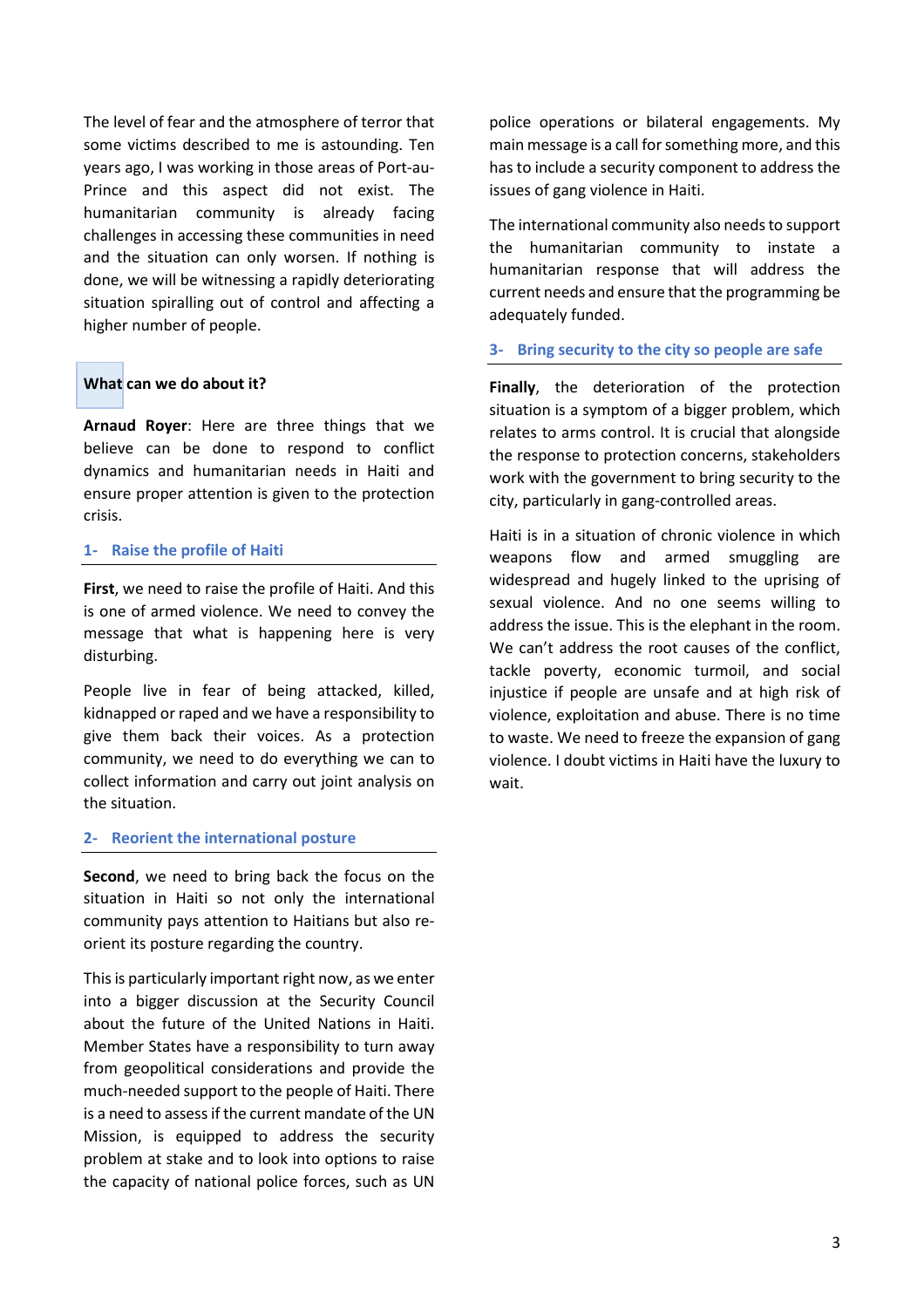The level of fear and the atmosphere of terror that some victims described to me is astounding. Ten years ago, I was working in those areas of Port-au-Prince and this aspect did not exist. The humanitarian community is already facing challenges in accessing these communities in need and the situation can only worsen. If nothing is done, we will be witnessing a rapidly deteriorating situation spiralling out of control and affecting a higher number of people.

**What can we do about it?**

**Arnaud Royer**: Here are three things that we believe can be done to respond to conflict dynamics and humanitarian needs in Haiti and ensure proper attention is given to the protection crisis.

### 1- Raise the profile of Haiti

**First**, we need to raise the profile of Haiti. And this is one of armed violence. We need to convey the message that what is happening here is very disturbing.

People live in fear of being attacked, killed, kidnapped or raped and we have a responsibility to give them back their voices. As a protection community, we need to do everything we can to collect information and carry out joint analysis on the situation.

### 2- Reorient the international posture

**Second**, we need to bring back the focus on the situation in Haiti so not only the international community pays attention to Haitians but also re-orient its posture regarding the country.

This is particularly important right now, as we enter into a bigger discussion at the Security Council about the future of the United Nations in Haiti. Member States have a responsibility to turn away from geopolitical considerations and provide the much-needed support to the people of Haiti. There is a need to assess if the current mandate of the UN Mission, is equipped to address the security problem at stake and to look into options to raise the capacity of national police forces, such as UN police operations or bilateral engagements. My main message is a call for something more, and this has to include a security component to address the issues of gang violence in Haiti.

The international community also needs to support the humanitarian community to instate a humanitarian response that will address the current needs and ensure that the programming be adequately funded.

### 3- Bring security to the city so people are safe

**Finally**, the deterioration of the protection situation is a symptom of a bigger problem, which relates to arms control. It is crucial that alongside the response to protection concerns, stakeholders work with the government to bring security to the city, particularly in gang-controlled areas.

Haiti is in a situation of chronic violence in which weapons flow and armed smuggling are widespread and hugely linked to the uprising of sexual violence. And no one seems willing to address the issue. This is the elephant in the room. We can't address the root causes of the conflict, tackle poverty, economic turmoil, and social injustice if people are unsafe and at high risk of violence, exploitation and abuse. There is no time to waste. We need to freeze the expansion of gang violence. I doubt victims in Haiti have the luxury to wait.